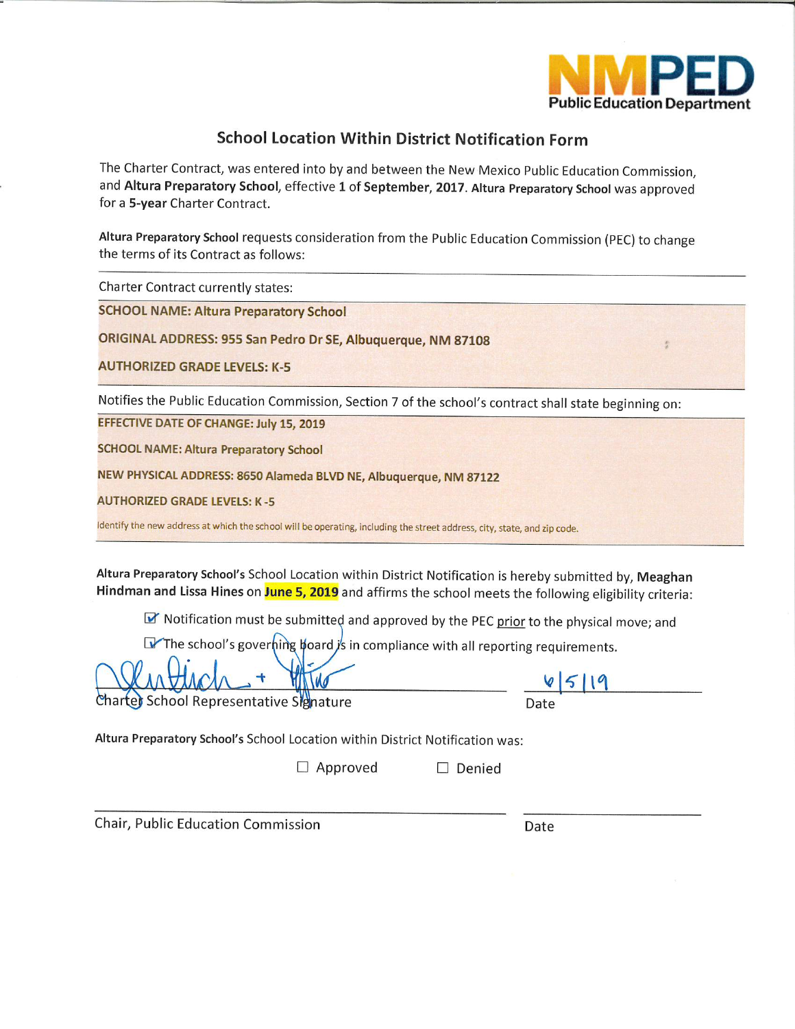NMPED
Public Education Department

# School Location Within District Notification Form

The Charter Contract, was entered into by and between the New Mexico Public Education Commission, and **Altura Preparatory School**, effective **1** of **September, 2017**. **Altura Preparatory School** was approved for a **5-year** Charter Contract.

**Altura Preparatory School** requests consideration from the Public Education Commission (PEC) to change the terms of its Contract as follows:

---

Charter Contract currently states:

**SCHOOL NAME: Altura Preparatory School**

**ORIGINAL ADDRESS: 955 San Pedro Dr SE, Albuquerque, NM 87108**

**AUTHORIZED GRADE LEVELS: K-5**

---

Notifies the Public Education Commission, Section 7 of the school's contract shall state beginning on:

**EFFECTIVE DATE OF CHANGE: July 15, 2019**

**SCHOOL NAME: Altura Preparatory School**

**NEW PHYSICAL ADDRESS: 8650 Alameda BLVD NE, Albuquerque, NM 87122**

**AUTHORIZED GRADE LEVELS: K -5**

Identify the new address at which the school will be operating, including the street address, city, state, and zip code.

---

**Altura Preparatory School's** School Location within District Notification is hereby submitted by, **Meaghan Hindman and Lissa Hines** on **June 5, 2019** and affirms the school meets the following eligibility criteria:

- ☑ Notification must be submitted and approved by the PEC prior to the physical move; and
- ☑ The school's governing board is in compliance with all reporting requirements.

[Signature] + [Signature] — Charter School Representative Signature

6/5/19 — Date

**Altura Preparatory School's** School Location within District Notification was:

☐ Approved ☐ Denied

Chair, Public Education Commission

Date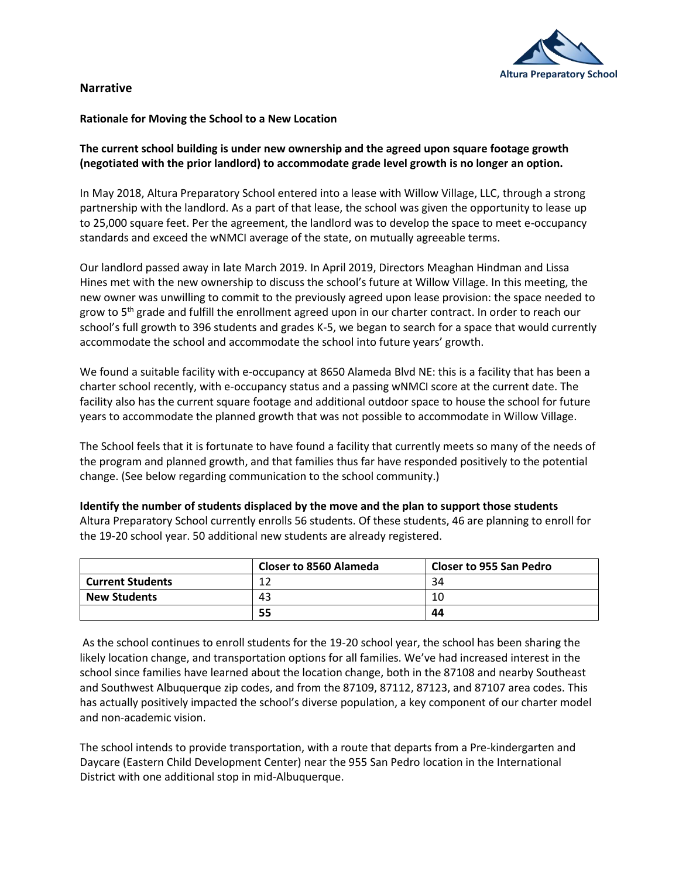## Narrative

### Rationale for Moving the School to a New Location

**The current school building is under new ownership and the agreed upon square footage growth (negotiated with the prior landlord) to accommodate grade level growth is no longer an option.**

In May 2018, Altura Preparatory School entered into a lease with Willow Village, LLC, through a strong partnership with the landlord. As a part of that lease, the school was given the opportunity to lease up to 25,000 square feet. Per the agreement, the landlord was to develop the space to meet e-occupancy standards and exceed the wNMCI average of the state, on mutually agreeable terms.

Our landlord passed away in late March 2019. In April 2019, Directors Meaghan Hindman and Lissa Hines met with the new ownership to discuss the school's future at Willow Village. In this meeting, the new owner was unwilling to commit to the previously agreed upon lease provision: the space needed to grow to 5th grade and fulfill the enrollment agreed upon in our charter contract. In order to reach our school's full growth to 396 students and grades K-5, we began to search for a space that would currently accommodate the school and accommodate the school into future years' growth.

We found a suitable facility with e-occupancy at 8650 Alameda Blvd NE: this is a facility that has been a charter school recently, with e-occupancy status and a passing wNMCI score at the current date. The facility also has the current square footage and additional outdoor space to house the school for future years to accommodate the planned growth that was not possible to accommodate in Willow Village.

The School feels that it is fortunate to have found a facility that currently meets so many of the needs of the program and planned growth, and that families thus far have responded positively to the potential change. (See below regarding communication to the school community.)

**Identify the number of students displaced by the move and the plan to support those students**

Altura Preparatory School currently enrolls 56 students. Of these students, 46 are planning to enroll for the 19-20 school year. 50 additional new students are already registered.

| | Closer to 8560 Alameda | Closer to 955 San Pedro |
|---|---|---|
| **Current Students** | 12 | 34 |
| **New Students** | 43 | 10 |
| | **55** | **44** |

As the school continues to enroll students for the 19-20 school year, the school has been sharing the likely location change, and transportation options for all families. We've had increased interest in the school since families have learned about the location change, both in the 87108 and nearby Southeast and Southwest Albuquerque zip codes, and from the 87109, 87112, 87123, and 87107 area codes. This has actually positively impacted the school's diverse population, a key component of our charter model and non-academic vision.

The school intends to provide transportation, with a route that departs from a Pre-kindergarten and Daycare (Eastern Child Development Center) near the 955 San Pedro location in the International District with one additional stop in mid-Albuquerque.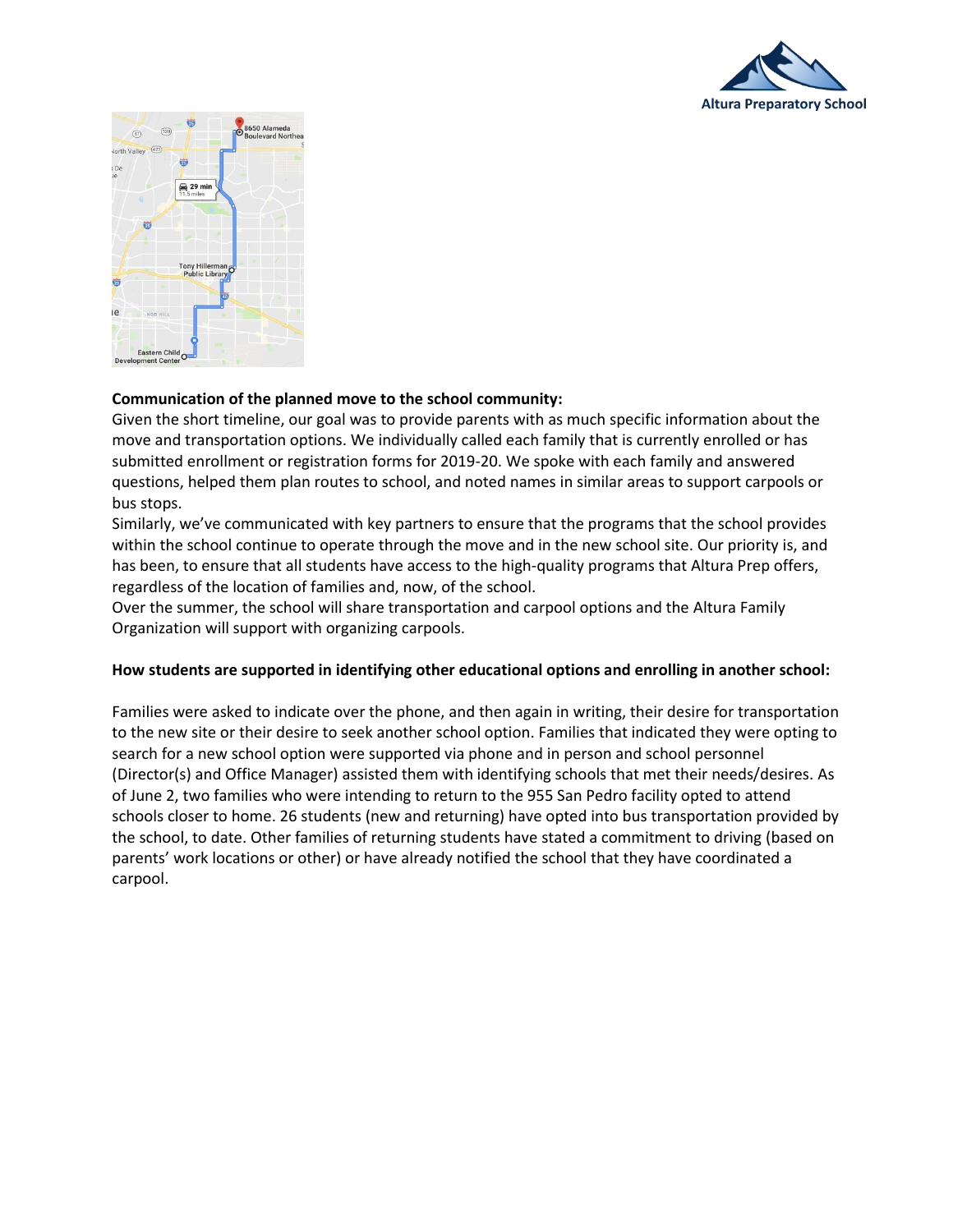**Communication of the planned move to the school community:**

Given the short timeline, our goal was to provide parents with as much specific information about the move and transportation options. We individually called each family that is currently enrolled or has submitted enrollment or registration forms for 2019-20. We spoke with each family and answered questions, helped them plan routes to school, and noted names in similar areas to support carpools or bus stops.

Similarly, we've communicated with key partners to ensure that the programs that the school provides within the school continue to operate through the move and in the new school site. Our priority is, and has been, to ensure that all students have access to the high-quality programs that Altura Prep offers, regardless of the location of families and, now, of the school.

Over the summer, the school will share transportation and carpool options and the Altura Family Organization will support with organizing carpools.

**How students are supported in identifying other educational options and enrolling in another school:**

Families were asked to indicate over the phone, and then again in writing, their desire for transportation to the new site or their desire to seek another school option. Families that indicated they were opting to search for a new school option were supported via phone and in person and school personnel (Director(s) and Office Manager) assisted them with identifying schools that met their needs/desires. As of June 2, two families who were intending to return to the 955 San Pedro facility opted to attend schools closer to home. 26 students (new and returning) have opted into bus transportation provided by the school, to date. Other families of returning students have stated a commitment to driving (based on parents' work locations or other) or have already notified the school that they have coordinated a carpool.